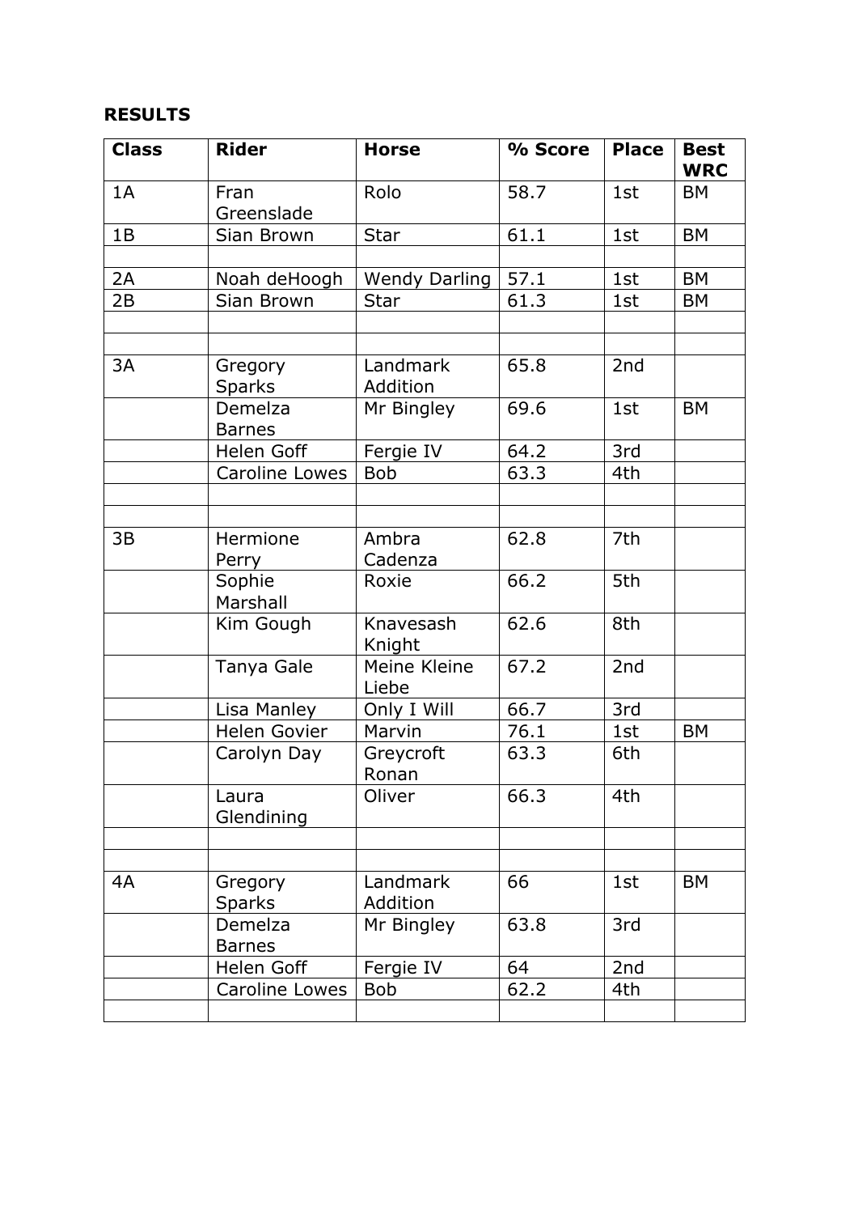**RESULTS**

| Class | Rider | Horse | % Score | Place | Best WRC |
|---|---|---|---|---|---|
| 1A | Fran Greenslade | Rolo | 58.7 | 1st | BM |
| 1B | Sian Brown | Star | 61.1 | 1st | BM |
| | | | | | |
| 2A | Noah deHoogh | Wendy Darling | 57.1 | 1st | BM |
| 2B | Sian Brown | Star | 61.3 | 1st | BM |
| | | | | | |
| | | | | | |
| 3A | Gregory Sparks | Landmark Addition | 65.8 | 2nd | |
| | Demelza Barnes | Mr Bingley | 69.6 | 1st | BM |
| | Helen Goff | Fergie IV | 64.2 | 3rd | |
| | Caroline Lowes | Bob | 63.3 | 4th | |
| | | | | | |
| | | | | | |
| 3B | Hermione Perry | Ambra Cadenza | 62.8 | 7th | |
| | Sophie Marshall | Roxie | 66.2 | 5th | |
| | Kim Gough | Knavesash Knight | 62.6 | 8th | |
| | Tanya Gale | Meine Kleine Liebe | 67.2 | 2nd | |
| | Lisa Manley | Only I Will | 66.7 | 3rd | |
| | Helen Govier | Marvin | 76.1 | 1st | BM |
| | Carolyn Day | Greycroft Ronan | 63.3 | 6th | |
| | Laura Glendining | Oliver | 66.3 | 4th | |
| | | | | | |
| | | | | | |
| 4A | Gregory Sparks | Landmark Addition | 66 | 1st | BM |
| | Demelza Barnes | Mr Bingley | 63.8 | 3rd | |
| | Helen Goff | Fergie IV | 64 | 2nd | |
| | Caroline Lowes | Bob | 62.2 | 4th | |
| | | | | | |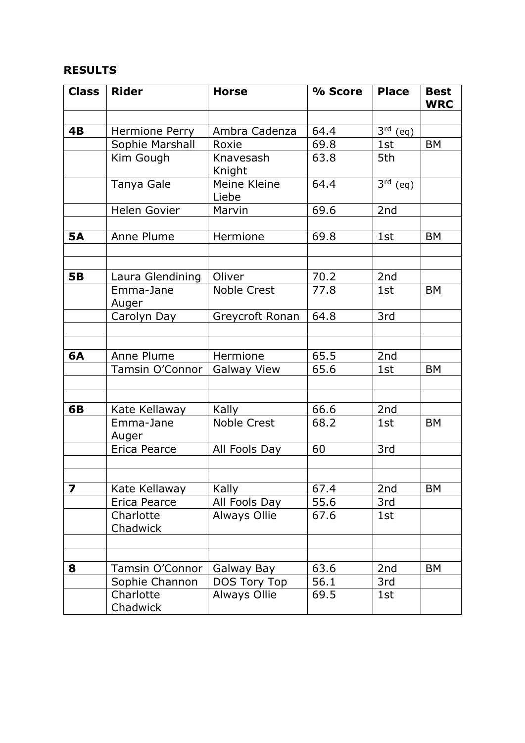**RESULTS**

| Class | Rider | Horse | % Score | Place | Best WRC |
|---|---|---|---|---|---|
| | | | | | |
| **4B** | Hermione Perry | Ambra Cadenza | 64.4 | 3rd (eq) | |
| | Sophie Marshall | Roxie | 69.8 | 1st | BM |
| | Kim Gough | Knavesash Knight | 63.8 | 5th | |
| | Tanya Gale | Meine Kleine Liebe | 64.4 | 3rd (eq) | |
| | Helen Govier | Marvin | 69.6 | 2nd | |
| | | | | | |
| **5A** | Anne Plume | Hermione | 69.8 | 1st | BM |
| | | | | | |
| | | | | | |
| **5B** | Laura Glendining | Oliver | 70.2 | 2nd | |
| | Emma-Jane Auger | Noble Crest | 77.8 | 1st | BM |
| | Carolyn Day | Greycroft Ronan | 64.8 | 3rd | |
| | | | | | |
| | | | | | |
| **6A** | Anne Plume | Hermione | 65.5 | 2nd | |
| | Tamsin O'Connor | Galway View | 65.6 | 1st | BM |
| | | | | | |
| | | | | | |
| **6B** | Kate Kellaway | Kally | 66.6 | 2nd | |
| | Emma-Jane Auger | Noble Crest | 68.2 | 1st | BM |
| | Erica Pearce | All Fools Day | 60 | 3rd | |
| | | | | | |
| | | | | | |
| **7** | Kate Kellaway | Kally | 67.4 | 2nd | BM |
| | Erica Pearce | All Fools Day | 55.6 | 3rd | |
| | Charlotte Chadwick | Always Ollie | 67.6 | 1st | |
| | | | | | |
| | | | | | |
| **8** | Tamsin O'Connor | Galway Bay | 63.6 | 2nd | BM |
| | Sophie Channon | DOS Tory Top | 56.1 | 3rd | |
| | Charlotte Chadwick | Always Ollie | 69.5 | 1st | |